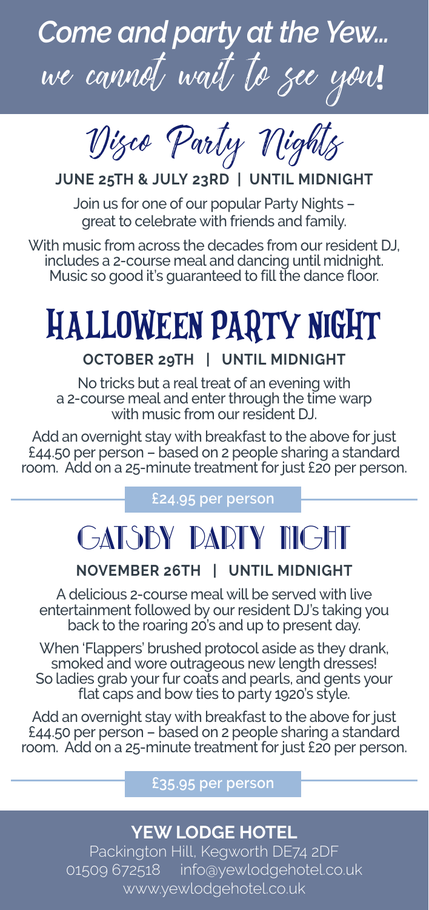# Come and party at the Yew... we cannot wait to see you!

## Disco Party Nights

**JUNE 25TH & JULY 23RD | UNTIL MIDNIGHT**

Join us for one of our popular Party Nights – great to celebrate with friends and family.

With music from across the decades from our resident DJ, includes a 2-course meal and dancing until midnight. Music so good it's guaranteed to fill the dance floor.

## HALLOWEEN PARTY NIGHT

**OCTOBER 29TH | UNTIL MIDNIGHT**

No tricks but a real treat of an evening with a 2-course meal and enter through the time warp with music from our resident DJ.

Add an overnight stay with breakfast to the above for just £44.50 per person – based on 2 people sharing a standard room. Add on a 25-minute treatment for just £20 per person.

**£24.95 per person**

## GATSBY PARTY NIGHT

**NOVEMBER 26TH | UNTIL MIDNIGHT**

A delicious 2-course meal will be served with live entertainment followed by our resident DJ's taking you back to the roaring 20's and up to present day.

When 'Flappers' brushed protocol aside as they drank, smoked and wore outrageous new length dresses! So ladies grab your fur coats and pearls, and gents your flat caps and bow ties to party 1920's style.

Add an overnight stay with breakfast to the above for just £44.50 per person – based on 2 people sharing a standard room. Add on a 25-minute treatment for just £20 per person.

**£35.95 per person**

**YEW LODGE HOTEL**

Packington Hill, Kegworth DE74 2DF
01509 672518 info@yewlodgehotel.co.uk
www.yewlodgehotel.co.uk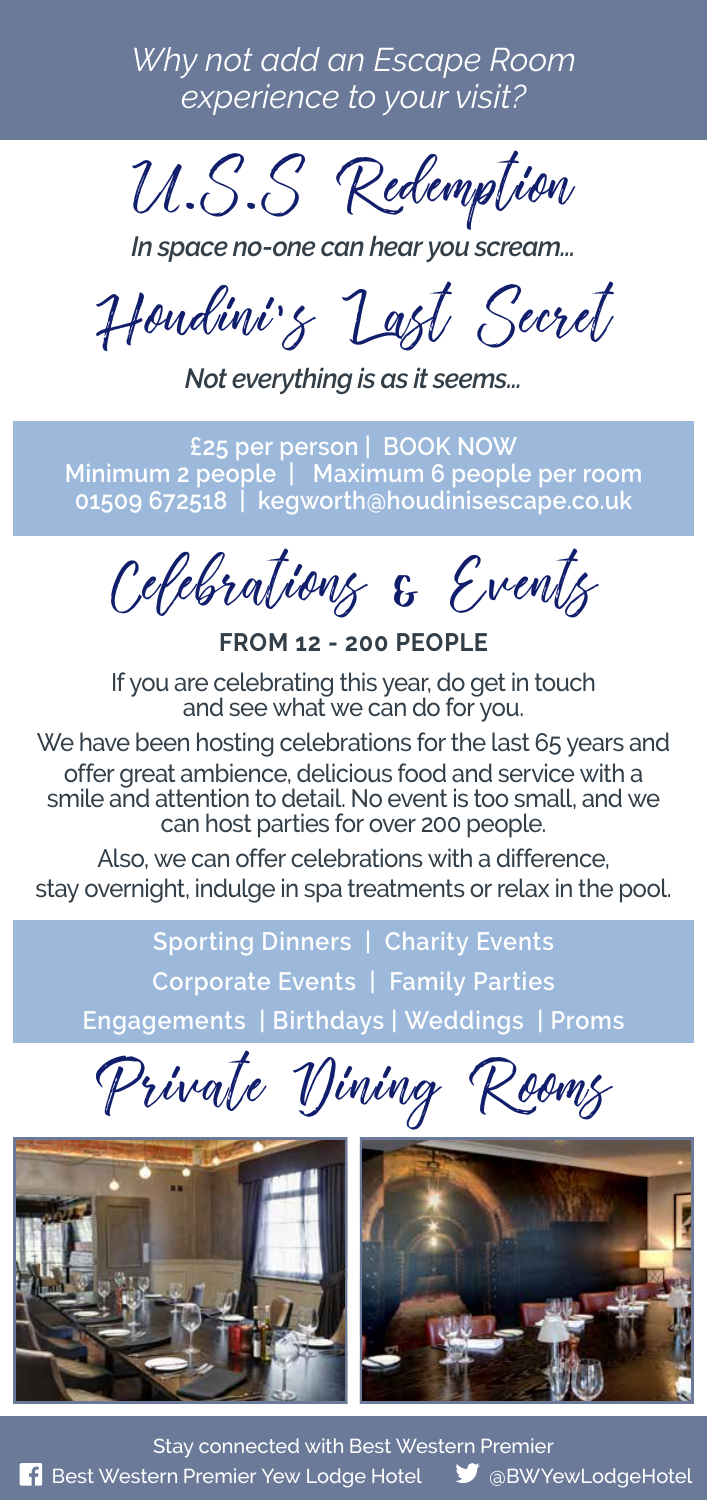*Why not add an Escape Room experience to your visit?*

## U.S.S Redemption

***In space no-one can hear you scream...***

## Houdini's Last Secret

***Not everything is as it seems...***

**£25 per person | BOOK NOW**
**Minimum 2 people | Maximum 6 people per room**
**01509 672518 | kegworth@houdinisescape.co.uk**

## Celebrations & Events

**FROM 12 - 200 PEOPLE**

If you are celebrating this year, do get in touch and see what we can do for you.

We have been hosting celebrations for the last 65 years and offer great ambience, delicious food and service with a smile and attention to detail. No event is too small, and we can host parties for over 200 people.

Also, we can offer celebrations with a difference, stay overnight, indulge in spa treatments or relax in the pool.

**Sporting Dinners | Charity Events**
**Corporate Events | Family Parties**
**Engagements | Birthdays | Weddings | Proms**

## Private Dining Rooms

Stay connected with Best Western Premier
Best Western Premier Yew Lodge Hotel @BWYewLodgeHotel